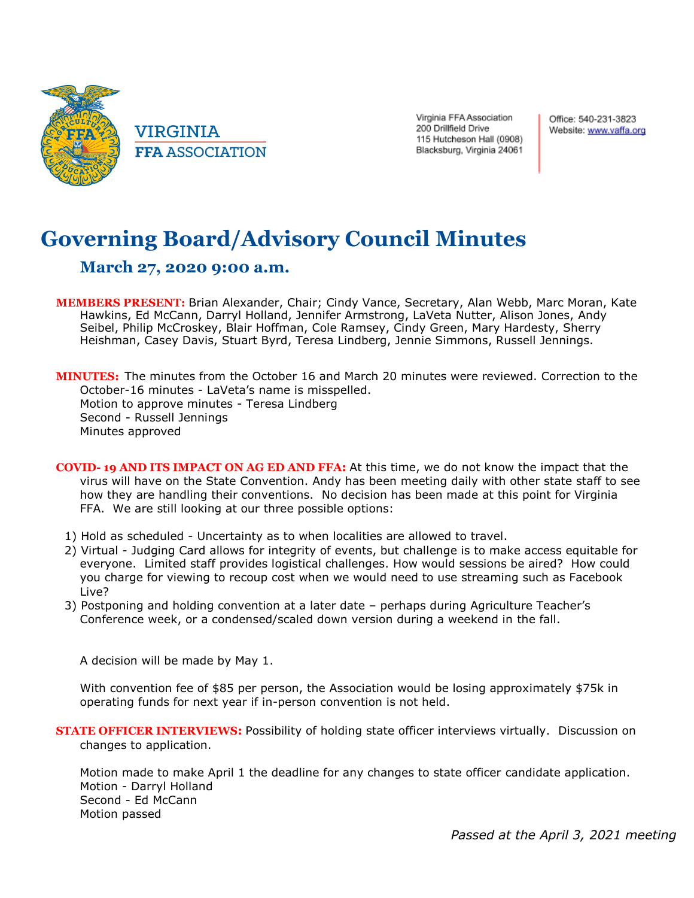VIRGINIA
FFA ASSOCIATION

Virginia FFA Association
200 Drillfield Drive
115 Hutcheson Hall (0908)
Blacksburg, Virginia 24061

Office: 540-231-3823
Website: www.vaffa.org

# Governing Board/Advisory Council Minutes

## March 27, 2020 9:00 a.m.

**MEMBERS PRESENT:** Brian Alexander, Chair; Cindy Vance, Secretary, Alan Webb, Marc Moran, Kate Hawkins, Ed McCann, Darryl Holland, Jennifer Armstrong, LaVeta Nutter, Alison Jones, Andy Seibel, Philip McCroskey, Blair Hoffman, Cole Ramsey, Cindy Green, Mary Hardesty, Sherry Heishman, Casey Davis, Stuart Byrd, Teresa Lindberg, Jennie Simmons, Russell Jennings.

**MINUTES:** The minutes from the October 16 and March 20 minutes were reviewed. Correction to the October-16 minutes - LaVeta's name is misspelled.
Motion to approve minutes - Teresa Lindberg
Second - Russell Jennings
Minutes approved

**COVID- 19 AND ITS IMPACT ON AG ED AND FFA:** At this time, we do not know the impact that the virus will have on the State Convention. Andy has been meeting daily with other state staff to see how they are handling their conventions. No decision has been made at this point for Virginia FFA. We are still looking at our three possible options:

1) Hold as scheduled - Uncertainty as to when localities are allowed to travel.
2) Virtual - Judging Card allows for integrity of events, but challenge is to make access equitable for everyone. Limited staff provides logistical challenges. How would sessions be aired? How could you charge for viewing to recoup cost when we would need to use streaming such as Facebook Live?
3) Postponing and holding convention at a later date – perhaps during Agriculture Teacher's Conference week, or a condensed/scaled down version during a weekend in the fall.

A decision will be made by May 1.

With convention fee of $85 per person, the Association would be losing approximately $75k in operating funds for next year if in-person convention is not held.

**STATE OFFICER INTERVIEWS:** Possibility of holding state officer interviews virtually. Discussion on changes to application.

Motion made to make April 1 the deadline for any changes to state officer candidate application.
Motion - Darryl Holland
Second - Ed McCann
Motion passed

*Passed at the April 3, 2021 meeting*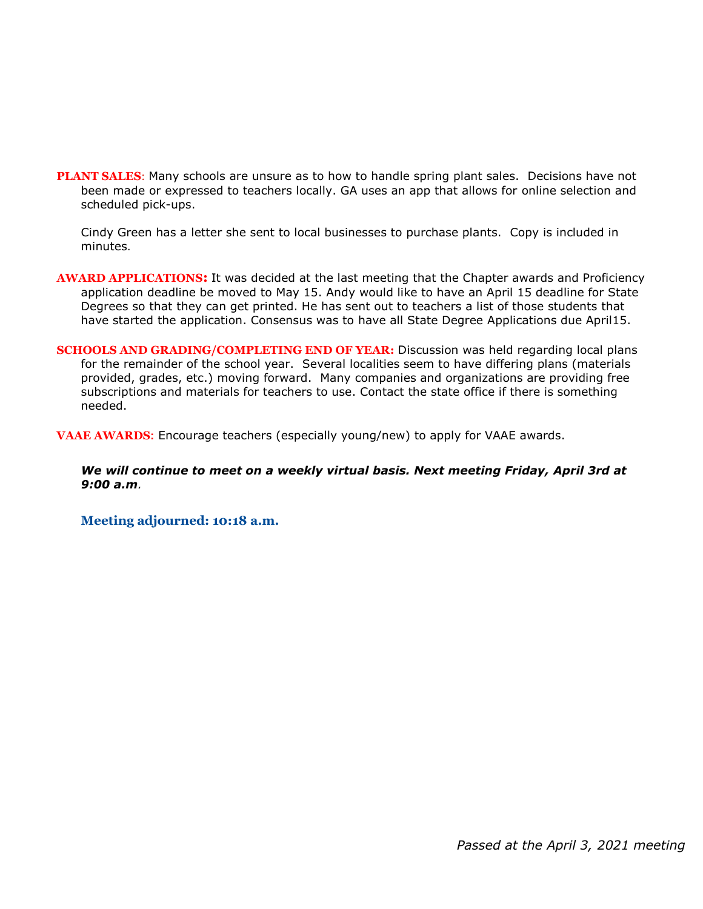**PLANT SALES**: Many schools are unsure as to how to handle spring plant sales. Decisions have not been made or expressed to teachers locally. GA uses an app that allows for online selection and scheduled pick-ups.

Cindy Green has a letter she sent to local businesses to purchase plants. Copy is included in minutes.

**AWARD APPLICATIONS:** It was decided at the last meeting that the Chapter awards and Proficiency application deadline be moved to May 15. Andy would like to have an April 15 deadline for State Degrees so that they can get printed. He has sent out to teachers a list of those students that have started the application. Consensus was to have all State Degree Applications due April15.

**SCHOOLS AND GRADING/COMPLETING END OF YEAR:** Discussion was held regarding local plans for the remainder of the school year. Several localities seem to have differing plans (materials provided, grades, etc.) moving forward. Many companies and organizations are providing free subscriptions and materials for teachers to use. Contact the state office if there is something needed.

**VAAE AWARDS:** Encourage teachers (especially young/new) to apply for VAAE awards.

***We will continue to meet on a weekly virtual basis. Next meeting Friday, April 3rd at 9:00 a.m*.**

**Meeting adjourned: 10:18 a.m.**

*Passed at the April 3, 2021 meeting*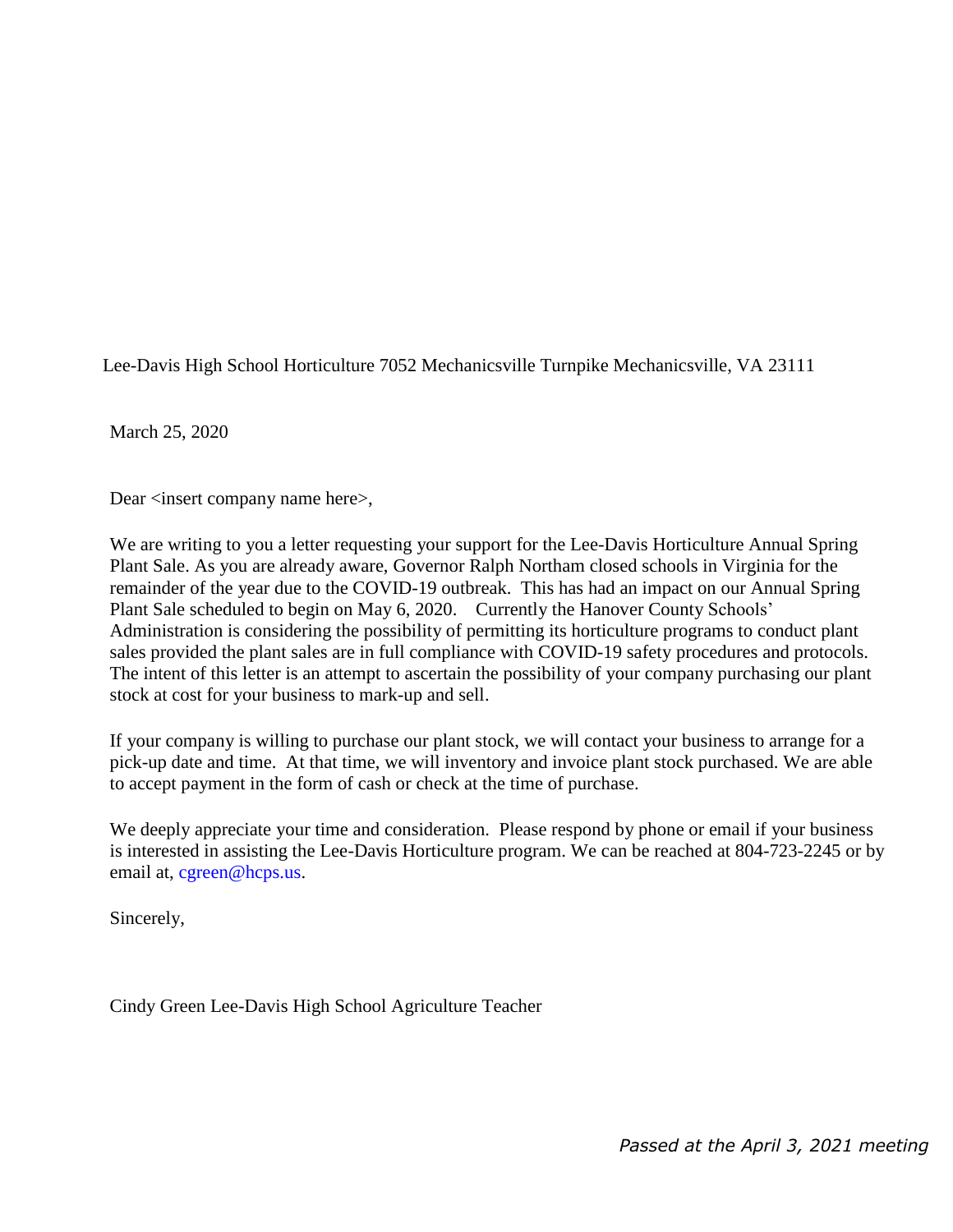Lee-Davis High School Horticulture 7052 Mechanicsville Turnpike Mechanicsville, VA 23111

March 25, 2020

Dear <insert company name here>,

We are writing to you a letter requesting your support for the Lee-Davis Horticulture Annual Spring Plant Sale. As you are already aware, Governor Ralph Northam closed schools in Virginia for the remainder of the year due to the COVID-19 outbreak. This has had an impact on our Annual Spring Plant Sale scheduled to begin on May 6, 2020. Currently the Hanover County Schools' Administration is considering the possibility of permitting its horticulture programs to conduct plant sales provided the plant sales are in full compliance with COVID-19 safety procedures and protocols. The intent of this letter is an attempt to ascertain the possibility of your company purchasing our plant stock at cost for your business to mark-up and sell.

If your company is willing to purchase our plant stock, we will contact your business to arrange for a pick-up date and time. At that time, we will inventory and invoice plant stock purchased. We are able to accept payment in the form of cash or check at the time of purchase.

We deeply appreciate your time and consideration. Please respond by phone or email if your business is interested in assisting the Lee-Davis Horticulture program. We can be reached at 804-723-2245 or by email at, cgreen@hcps.us.

Sincerely,

Cindy Green Lee-Davis High School Agriculture Teacher

*Passed at the April 3, 2021 meeting*